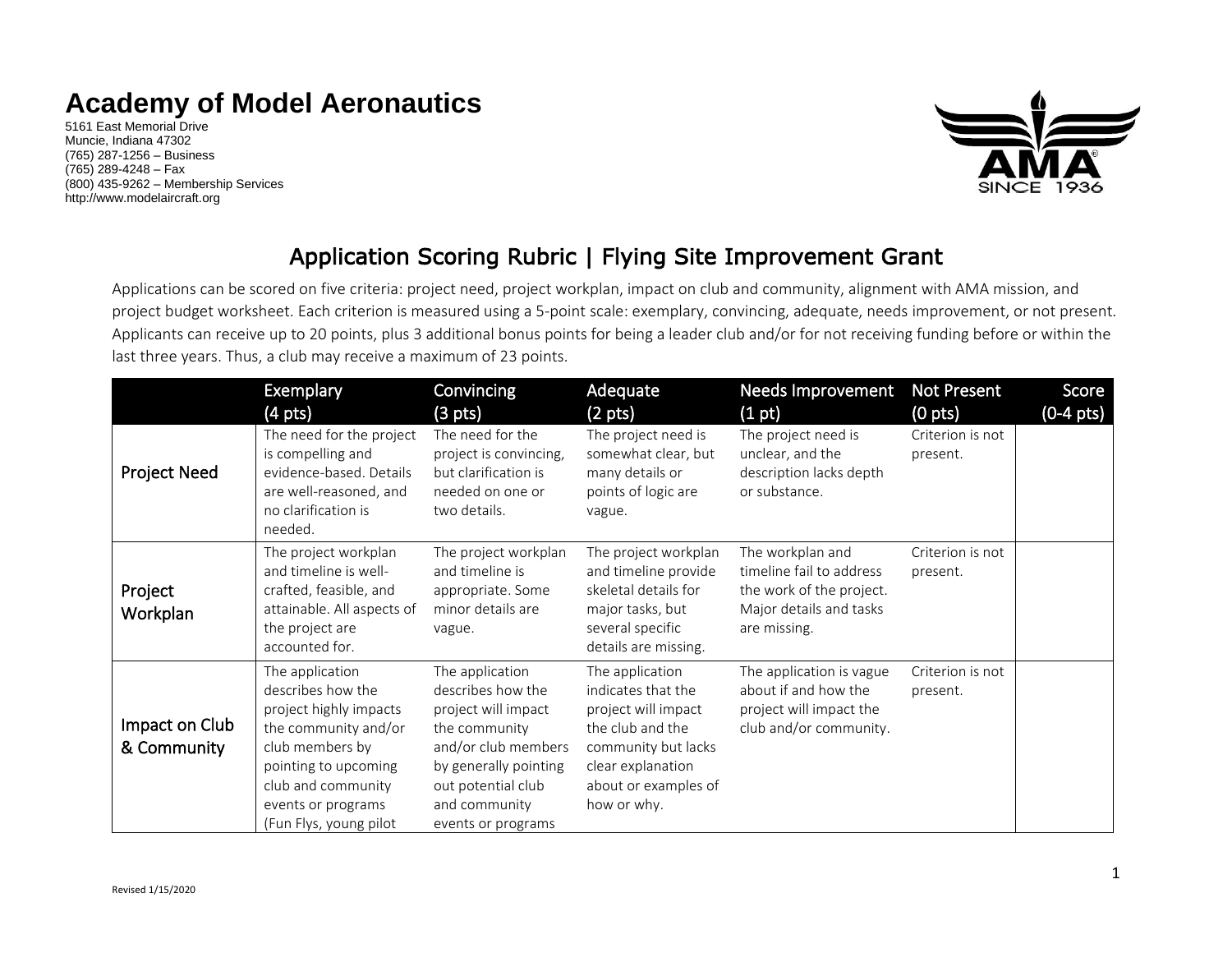# Academy of Model Aeronautics

5161 East Memorial Drive
Muncie, Indiana 47302
(765) 287-1256 – Business
(765) 289-4248 – Fax
(800) 435-9262 – Membership Services
http://www.modelaircraft.org

## Application Scoring Rubric | Flying Site Improvement Grant

Applications can be scored on five criteria: project need, project workplan, impact on club and community, alignment with AMA mission, and project budget worksheet. Each criterion is measured using a 5-point scale: exemplary, convincing, adequate, needs improvement, or not present. Applicants can receive up to 20 points, plus 3 additional bonus points for being a leader club and/or for not receiving funding before or within the last three years. Thus, a club may receive a maximum of 23 points.

| | Exemplary (4 pts) | Convincing (3 pts) | Adequate (2 pts) | Needs Improvement (1 pt) | Not Present (0 pts) | Score (0-4 pts) |
|---|---|---|---|---|---|---|
| Project Need | The need for the project is compelling and evidence-based. Details are well-reasoned, and no clarification is needed. | The need for the project is convincing, but clarification is needed on one or two details. | The project need is somewhat clear, but many details or points of logic are vague. | The project need is unclear, and the description lacks depth or substance. | Criterion is not present. | |
| Project Workplan | The project workplan and timeline is well-crafted, feasible, and attainable. All aspects of the project are accounted for. | The project workplan and timeline is appropriate. Some minor details are vague. | The project workplan and timeline provide skeletal details for major tasks, but several specific details are missing. | The workplan and timeline fail to address the work of the project. Major details and tasks are missing. | Criterion is not present. | |
| Impact on Club & Community | The application describes how the project highly impacts the community and/or club members by pointing to upcoming club and community events or programs (Fun Flys, young pilot | The application describes how the project will impact the community and/or club members by generally pointing out potential club and community events or programs | The application indicates that the project will impact the club and the community but lacks clear explanation about or examples of how or why. | The application is vague about if and how the project will impact the club and/or community. | Criterion is not present. | |

Revised 1/15/2020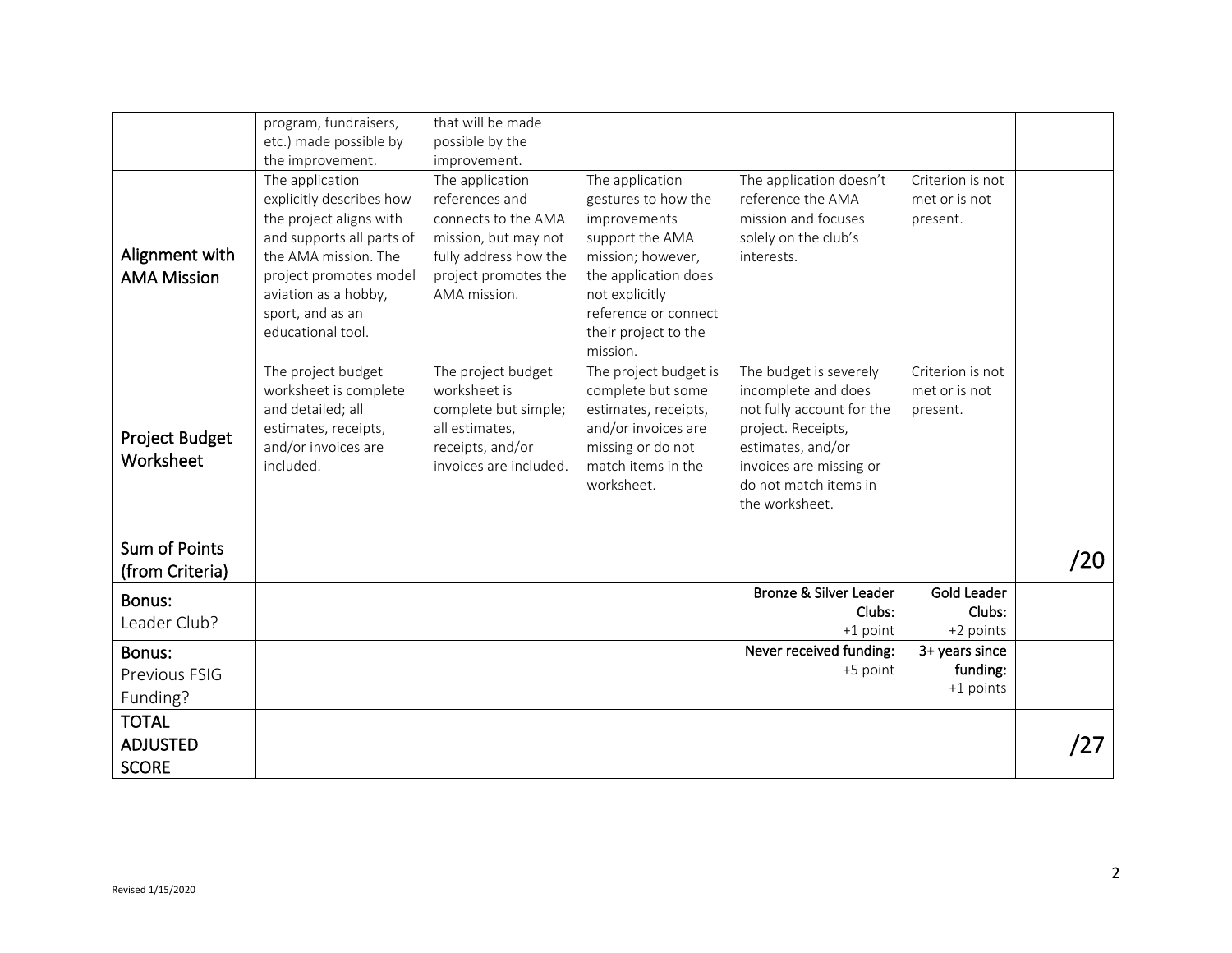| | | | | | | |
|---|---|---|---|---|---|---|
| | program, fundraisers, etc.) made possible by the improvement. | that will be made possible by the improvement. | | | | |
| Alignment with AMA Mission | The application explicitly describes how the project aligns with and supports all parts of the AMA mission. The project promotes model aviation as a hobby, sport, and as an educational tool. | The application references and connects to the AMA mission, but may not fully address how the project promotes the AMA mission. | The application gestures to how the improvements support the AMA mission; however, the application does not explicitly reference or connect their project to the mission. | The application doesn't reference the AMA mission and focuses solely on the club's interests. | Criterion is not met or is not present. | |
| Project Budget Worksheet | The project budget worksheet is complete and detailed; all estimates, receipts, and/or invoices are included. | The project budget worksheet is complete but simple; all estimates, receipts, and/or invoices are included. | The project budget is complete but some estimates, receipts, and/or invoices are missing or do not match items in the worksheet. | The budget is severely incomplete and does not fully account for the project. Receipts, estimates, and/or invoices are missing or do not match items in the worksheet. | Criterion is not met or is not present. | |
| Sum of Points (from Criteria) | | | | | | /20 |
| Bonus: Leader Club? | | | | **Bronze & Silver Leader Clubs:** +1 point | **Gold Leader Clubs:** +2 points | |
| Bonus: Previous FSIG Funding? | | | | **Never received funding:** +5 point | **3+ years since funding:** +1 points | |
| TOTAL ADJUSTED SCORE | | | | | | /27 |

Revised 1/15/2020